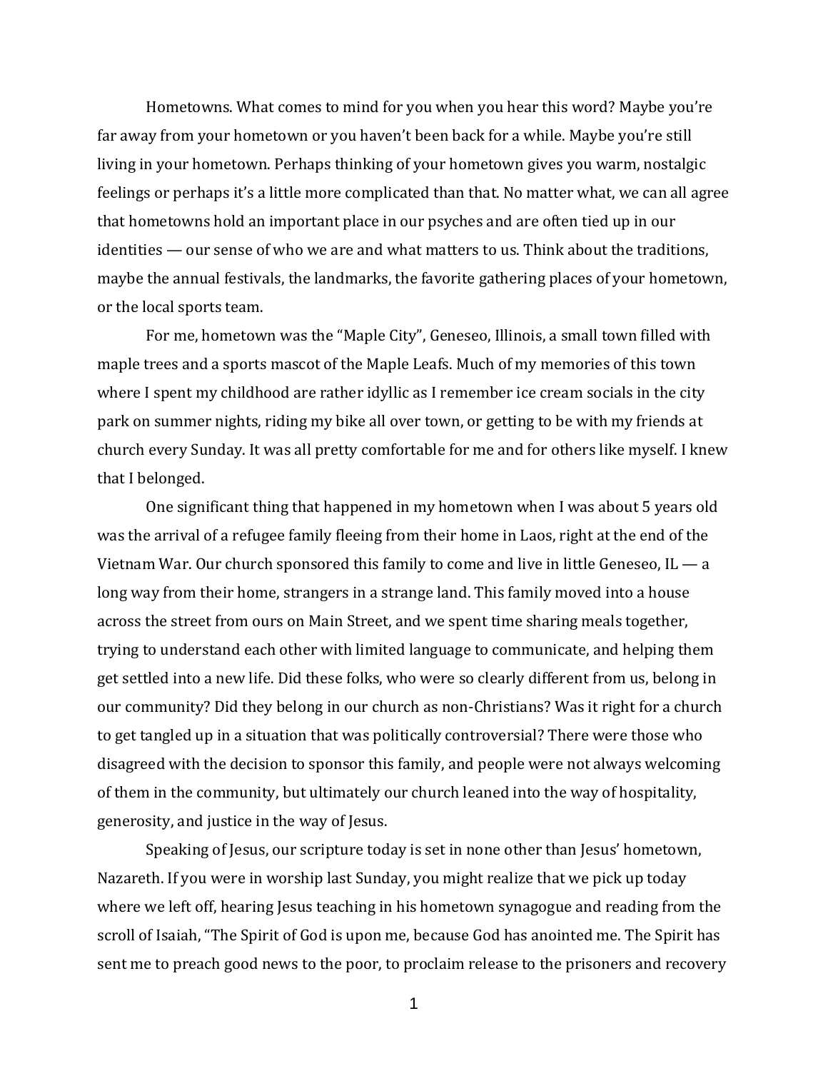Hometowns. What comes to mind for you when you hear this word? Maybe you're far away from your hometown or you haven't been back for a while. Maybe you're still living in your hometown. Perhaps thinking of your hometown gives you warm, nostalgic feelings or perhaps it's a little more complicated than that. No matter what, we can all agree that hometowns hold an important place in our psyches and are often tied up in our identities — our sense of who we are and what matters to us. Think about the traditions, maybe the annual festivals, the landmarks, the favorite gathering places of your hometown, or the local sports team.

For me, hometown was the "Maple City", Geneseo, Illinois, a small town filled with maple trees and a sports mascot of the Maple Leafs. Much of my memories of this town where I spent my childhood are rather idyllic as I remember ice cream socials in the city park on summer nights, riding my bike all over town, or getting to be with my friends at church every Sunday. It was all pretty comfortable for me and for others like myself. I knew that I belonged.

One significant thing that happened in my hometown when I was about 5 years old was the arrival of a refugee family fleeing from their home in Laos, right at the end of the Vietnam War. Our church sponsored this family to come and live in little Geneseo, IL — a long way from their home, strangers in a strange land. This family moved into a house across the street from ours on Main Street, and we spent time sharing meals together, trying to understand each other with limited language to communicate, and helping them get settled into a new life. Did these folks, who were so clearly different from us, belong in our community? Did they belong in our church as non-Christians? Was it right for a church to get tangled up in a situation that was politically controversial? There were those who disagreed with the decision to sponsor this family, and people were not always welcoming of them in the community, but ultimately our church leaned into the way of hospitality, generosity, and justice in the way of Jesus.

Speaking of Jesus, our scripture today is set in none other than Jesus' hometown, Nazareth. If you were in worship last Sunday, you might realize that we pick up today where we left off, hearing Jesus teaching in his hometown synagogue and reading from the scroll of Isaiah, "The Spirit of God is upon me, because God has anointed me. The Spirit has sent me to preach good news to the poor, to proclaim release to the prisoners and recovery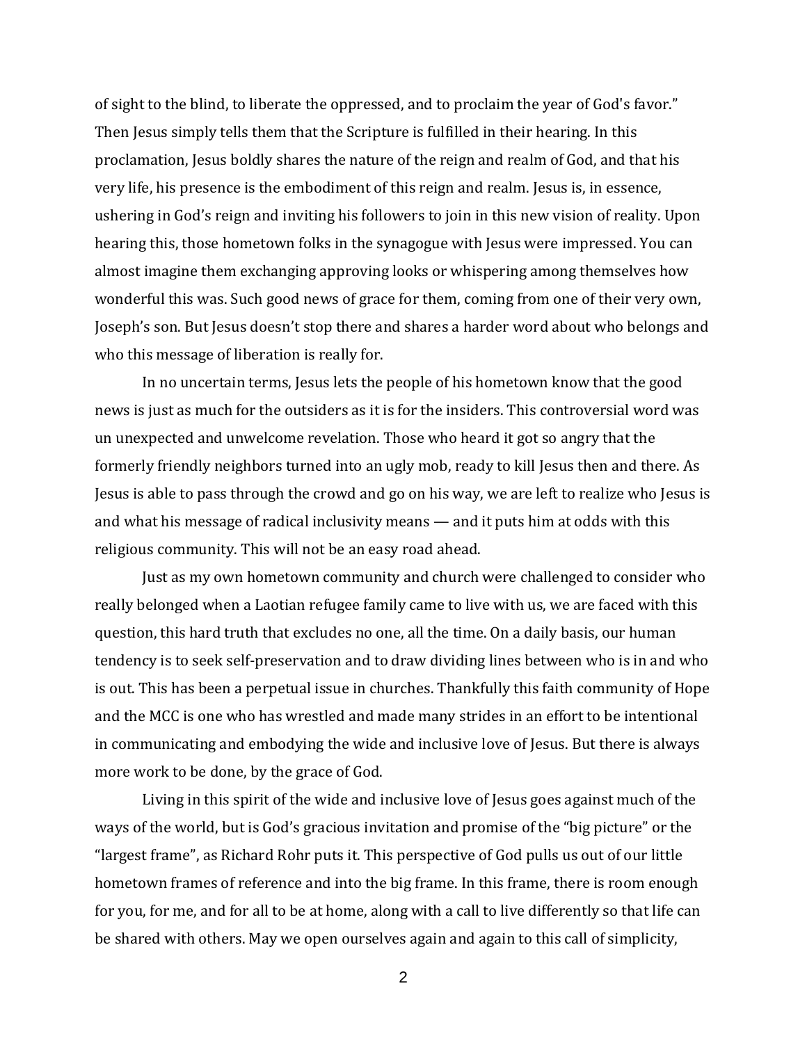of sight to the blind, to liberate the oppressed, and to proclaim the year of God's favor." Then Jesus simply tells them that the Scripture is fulfilled in their hearing. In this proclamation, Jesus boldly shares the nature of the reign and realm of God, and that his very life, his presence is the embodiment of this reign and realm. Jesus is, in essence, ushering in God's reign and inviting his followers to join in this new vision of reality. Upon hearing this, those hometown folks in the synagogue with Jesus were impressed. You can almost imagine them exchanging approving looks or whispering among themselves how wonderful this was. Such good news of grace for them, coming from one of their very own, Joseph's son. But Jesus doesn't stop there and shares a harder word about who belongs and who this message of liberation is really for.

In no uncertain terms, Jesus lets the people of his hometown know that the good news is just as much for the outsiders as it is for the insiders. This controversial word was un unexpected and unwelcome revelation. Those who heard it got so angry that the formerly friendly neighbors turned into an ugly mob, ready to kill Jesus then and there. As Jesus is able to pass through the crowd and go on his way, we are left to realize who Jesus is and what his message of radical inclusivity means — and it puts him at odds with this religious community. This will not be an easy road ahead.

Just as my own hometown community and church were challenged to consider who really belonged when a Laotian refugee family came to live with us, we are faced with this question, this hard truth that excludes no one, all the time. On a daily basis, our human tendency is to seek self-preservation and to draw dividing lines between who is in and who is out. This has been a perpetual issue in churches. Thankfully this faith community of Hope and the MCC is one who has wrestled and made many strides in an effort to be intentional in communicating and embodying the wide and inclusive love of Jesus. But there is always more work to be done, by the grace of God.

Living in this spirit of the wide and inclusive love of Jesus goes against much of the ways of the world, but is God's gracious invitation and promise of the "big picture" or the "largest frame", as Richard Rohr puts it. This perspective of God pulls us out of our little hometown frames of reference and into the big frame. In this frame, there is room enough for you, for me, and for all to be at home, along with a call to live differently so that life can be shared with others. May we open ourselves again and again to this call of simplicity,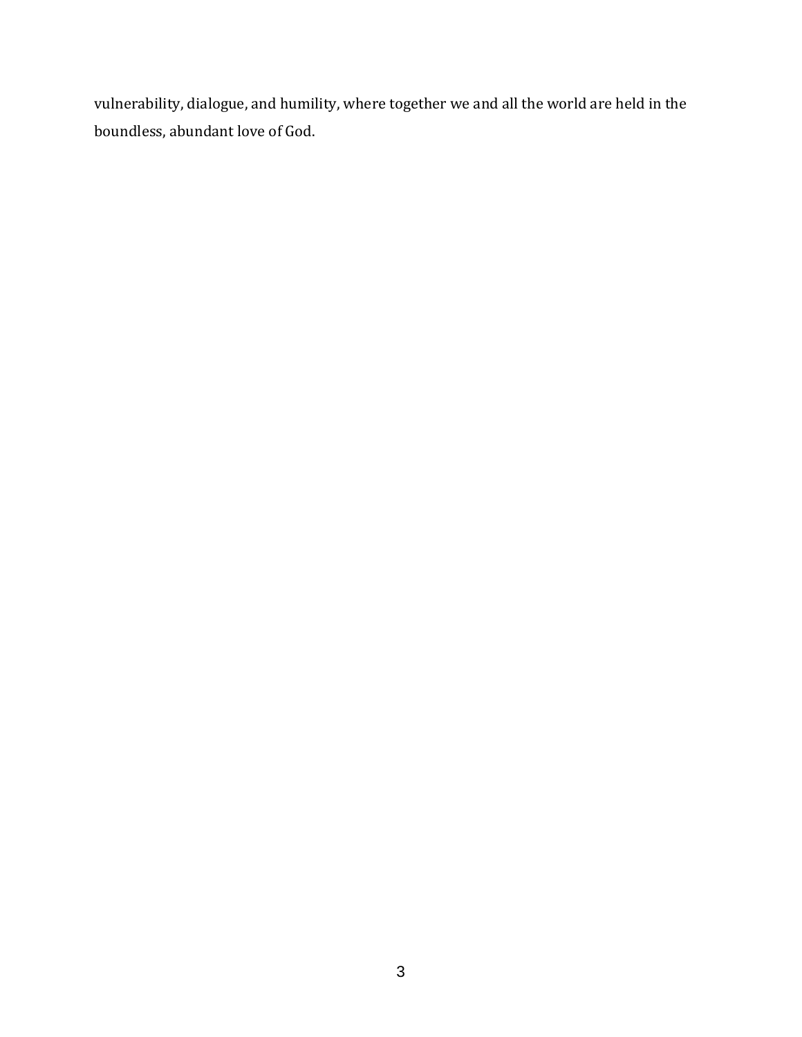vulnerability, dialogue, and humility, where together we and all the world are held in the boundless, abundant love of God.